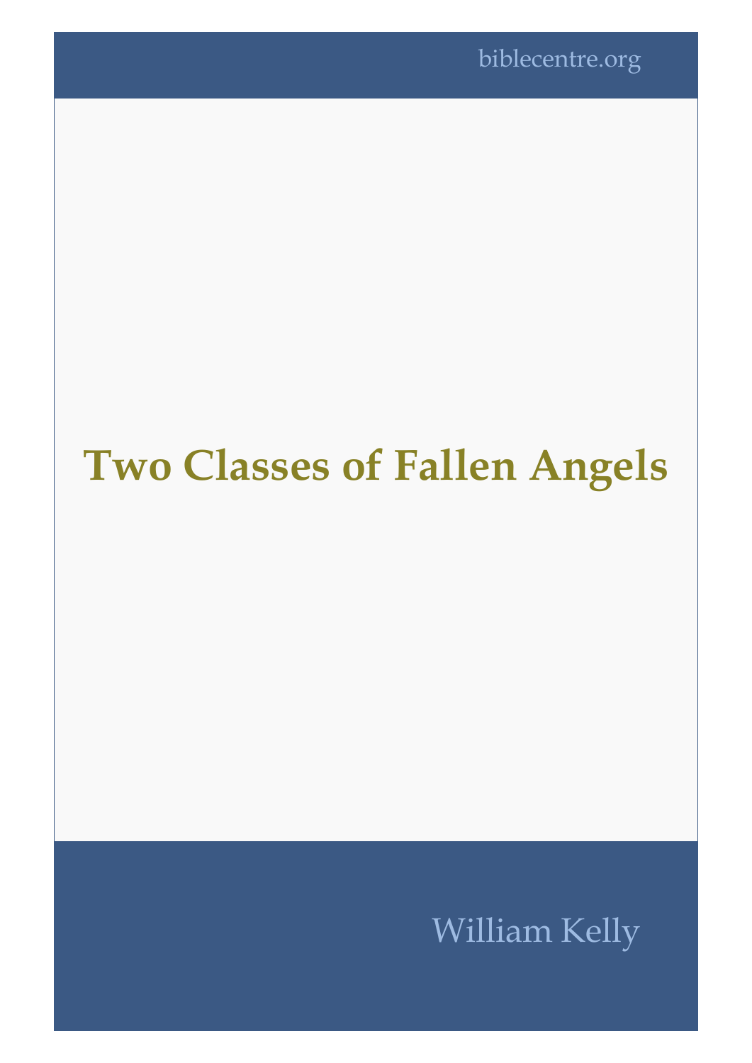biblecentre.org

# Two Classes of Fallen Angels

William Kelly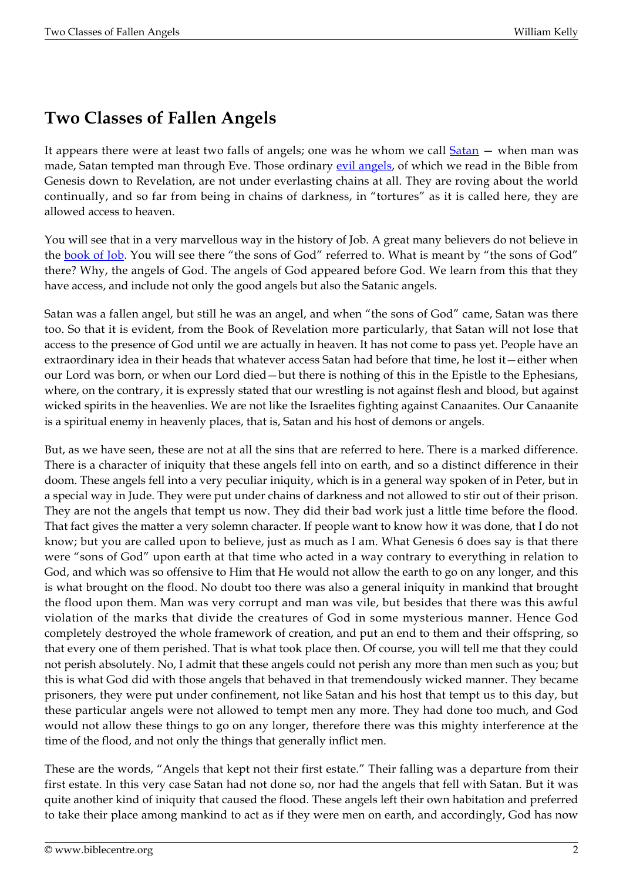## Two Classes of Fallen Angels

It appears there were at least two falls of angels; one was he whom we call Satan — when man was made, Satan tempted man through Eve. Those ordinary evil angels, of which we read in the Bible from Genesis down to Revelation, are not under everlasting chains at all. They are roving about the world continually, and so far from being in chains of darkness, in "tortures" as it is called here, they are allowed access to heaven.

You will see that in a very marvellous way in the history of Job. A great many believers do not believe in the book of Job. You will see there "the sons of God" referred to. What is meant by "the sons of God" there? Why, the angels of God. The angels of God appeared before God. We learn from this that they have access, and include not only the good angels but also the Satanic angels.

Satan was a fallen angel, but still he was an angel, and when "the sons of God" came, Satan was there too. So that it is evident, from the Book of Revelation more particularly, that Satan will not lose that access to the presence of God until we are actually in heaven. It has not come to pass yet. People have an extraordinary idea in their heads that whatever access Satan had before that time, he lost it—either when our Lord was born, or when our Lord died—but there is nothing of this in the Epistle to the Ephesians, where, on the contrary, it is expressly stated that our wrestling is not against flesh and blood, but against wicked spirits in the heavenlies. We are not like the Israelites fighting against Canaanites. Our Canaanite is a spiritual enemy in heavenly places, that is, Satan and his host of demons or angels.

But, as we have seen, these are not at all the sins that are referred to here. There is a marked difference. There is a character of iniquity that these angels fell into on earth, and so a distinct difference in their doom. These angels fell into a very peculiar iniquity, which is in a general way spoken of in Peter, but in a special way in Jude. They were put under chains of darkness and not allowed to stir out of their prison. They are not the angels that tempt us now. They did their bad work just a little time before the flood. That fact gives the matter a very solemn character. If people want to know how it was done, that I do not know; but you are called upon to believe, just as much as I am. What Genesis 6 does say is that there were "sons of God" upon earth at that time who acted in a way contrary to everything in relation to God, and which was so offensive to Him that He would not allow the earth to go on any longer, and this is what brought on the flood. No doubt too there was also a general iniquity in mankind that brought the flood upon them. Man was very corrupt and man was vile, but besides that there was this awful violation of the marks that divide the creatures of God in some mysterious manner. Hence God completely destroyed the whole framework of creation, and put an end to them and their offspring, so that every one of them perished. That is what took place then. Of course, you will tell me that they could not perish absolutely. No, I admit that these angels could not perish any more than men such as you; but this is what God did with those angels that behaved in that tremendously wicked manner. They became prisoners, they were put under confinement, not like Satan and his host that tempt us to this day, but these particular angels were not allowed to tempt men any more. They had done too much, and God would not allow these things to go on any longer, therefore there was this mighty interference at the time of the flood, and not only the things that generally inflict men.

These are the words, "Angels that kept not their first estate." Their falling was a departure from their first estate. In this very case Satan had not done so, nor had the angels that fell with Satan. But it was quite another kind of iniquity that caused the flood. These angels left their own habitation and preferred to take their place among mankind to act as if they were men on earth, and accordingly, God has now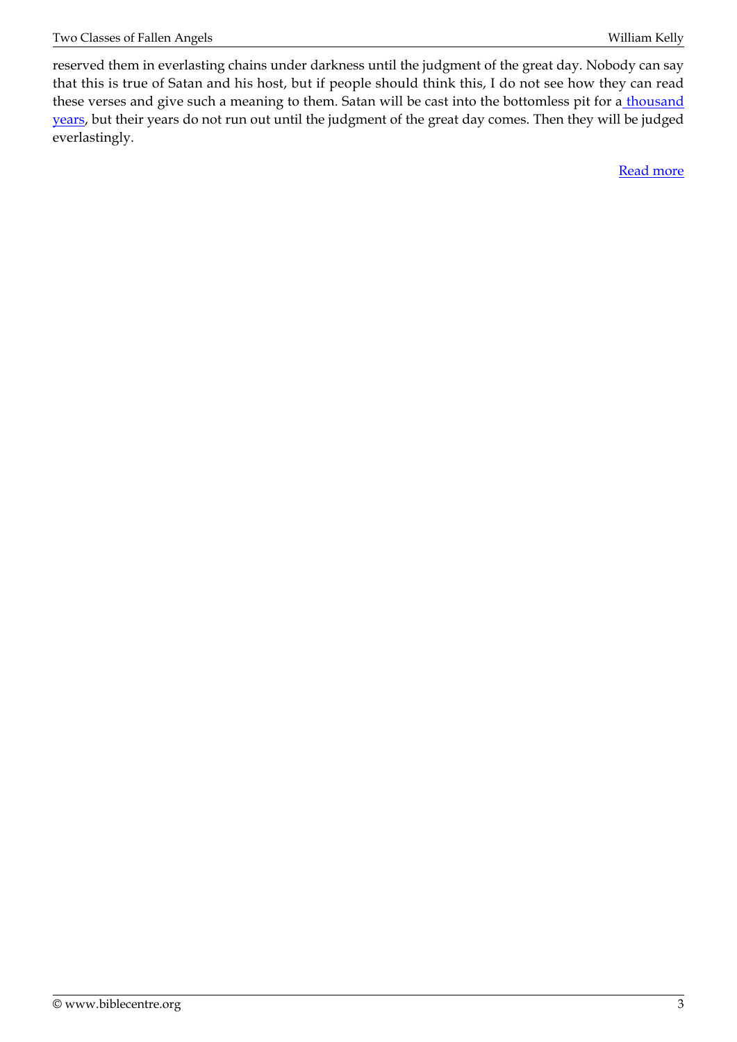reserved them in everlasting chains under darkness until the judgment of the great day. Nobody can say that this is true of Satan and his host, but if people should think this, I do not see how they can read these verses and give such a meaning to them. Satan will be cast into the bottomless pit for a thousand years, but their years do not run out until the judgment of the great day comes. Then they will be judged everlastingly.

Read more